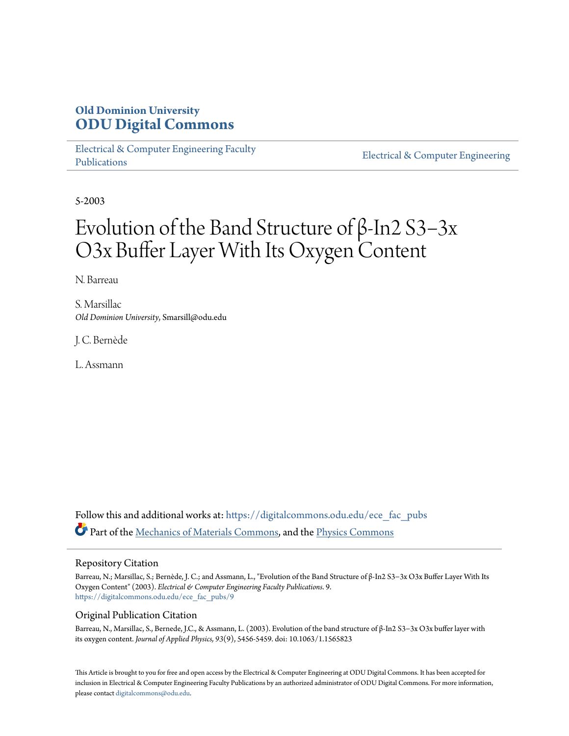Old Dominion University

# ODU Digital Commons

Electrical & Computer Engineering Faculty Publications

Electrical & Computer Engineering

5-2003

# Evolution of the Band Structure of β-In2 S3−3x O3x Buffer Layer With Its Oxygen Content

N. Barreau

S. Marsillac
*Old Dominion University*, Smarsill@odu.edu

J. C. Bernède

L. Assmann

Follow this and additional works at: https://digitalcommons.odu.edu/ece_fac_pubs

Part of the Mechanics of Materials Commons, and the Physics Commons

## Repository Citation

Barreau, N.; Marsillac, S.; Bernède, J. C.; and Assmann, L., "Evolution of the Band Structure of β-In2 S3−3x O3x Buffer Layer With Its Oxygen Content" (2003). *Electrical & Computer Engineering Faculty Publications*. 9.
https://digitalcommons.odu.edu/ece_fac_pubs/9

## Original Publication Citation

Barreau, N., Marsillac, S., Bernede, J.C., & Assmann, L. (2003). Evolution of the band structure of β-In2 S3−3x O3x buffer layer with its oxygen content. *Journal of Applied Physics, 93*(9), 5456-5459. doi: 10.1063/1.1565823

This Article is brought to you for free and open access by the Electrical & Computer Engineering at ODU Digital Commons. It has been accepted for inclusion in Electrical & Computer Engineering Faculty Publications by an authorized administrator of ODU Digital Commons. For more information, please contact digitalcommons@odu.edu.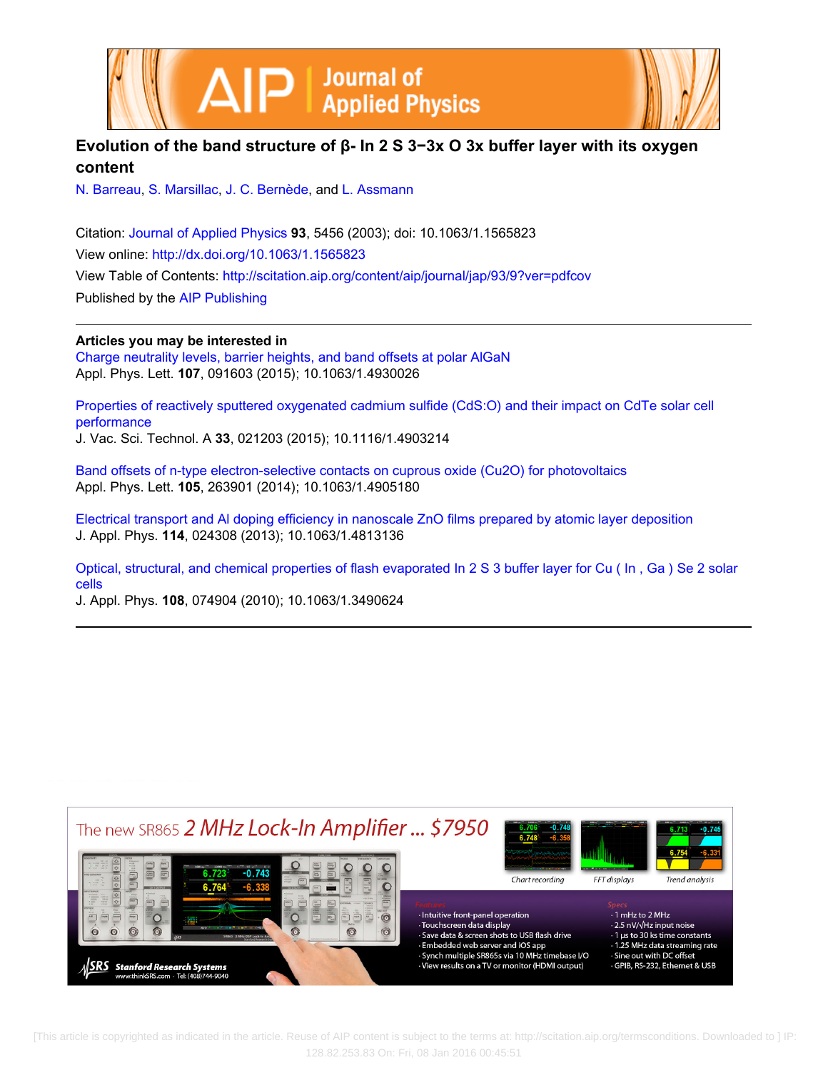# Evolution of the band structure of β- In 2 S 3−3x O 3x buffer layer with its oxygen content

N. Barreau, S. Marsillac, J. C. Bernède, and L. Assmann

Citation: Journal of Applied Physics **93**, 5456 (2003); doi: 10.1063/1.1565823

View online: http://dx.doi.org/10.1063/1.1565823

View Table of Contents: http://scitation.aip.org/content/aip/journal/jap/93/9?ver=pdfcov

Published by the AIP Publishing

**Articles you may be interested in**

Charge neutrality levels, barrier heights, and band offsets at polar AlGaN

Appl. Phys. Lett. **107**, 091603 (2015); 10.1063/1.4930026

Properties of reactively sputtered oxygenated cadmium sulfide (CdS:O) and their impact on CdTe solar cell performance

J. Vac. Sci. Technol. A **33**, 021203 (2015); 10.1116/1.4903214

Band offsets of n-type electron-selective contacts on cuprous oxide (Cu2O) for photovoltaics

Appl. Phys. Lett. **105**, 263901 (2014); 10.1063/1.4905180

Electrical transport and Al doping efficiency in nanoscale ZnO films prepared by atomic layer deposition

J. Appl. Phys. **114**, 024308 (2013); 10.1063/1.4813136

Optical, structural, and chemical properties of flash evaporated In 2 S 3 buffer layer for Cu ( In , Ga ) Se 2 solar cells

J. Appl. Phys. **108**, 074904 (2010); 10.1063/1.3490624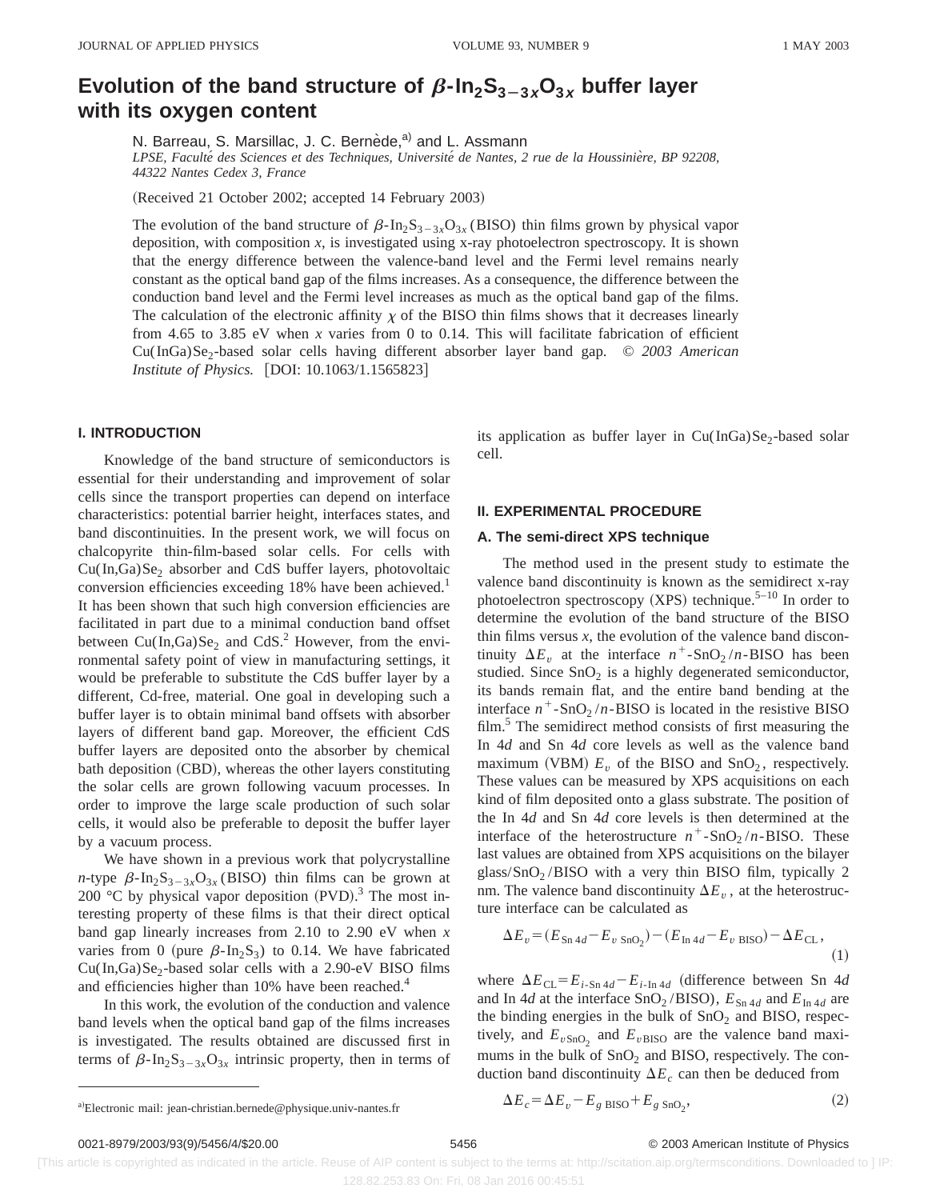# Evolution of the band structure of $\beta$-$In_2S_{3-3x}O_{3x}$ buffer layer with its oxygen content

N. Barreau, S. Marsillac, J. C. Bernède,[a] and L. Assmann

*LPSE, Faculté des Sciences et des Techniques, Université de Nantes, 2 rue de la Houssinière, BP 92208, 44322 Nantes Cedex 3, France*

(Received 21 October 2002; accepted 14 February 2003)

The evolution of the band structure of $\beta$-$In_2S_{3-3x}O_{3x}$ (BISO) thin films grown by physical vapor deposition, with composition *x*, is investigated using x-ray photoelectron spectroscopy. It is shown that the energy difference between the valence-band level and the Fermi level remains nearly constant as the optical band gap of the films increases. As a consequence, the difference between the conduction band level and the Fermi level increases as much as the optical band gap of the films. The calculation of the electronic affinity $\chi$ of the BISO thin films shows that it decreases linearly from 4.65 to 3.85 eV when *x* varies from 0 to 0.14. This will facilitate fabrication of efficient $Cu(InGa)Se_2$-based solar cells having different absorber layer band gap. © *2003 American Institute of Physics.* [DOI: 10.1063/1.1565823]

## I. INTRODUCTION

Knowledge of the band structure of semiconductors is essential for their understanding and improvement of solar cells since the transport properties can depend on interface characteristics: potential barrier height, interfaces states, and band discontinuities. In the present work, we will focus on chalcopyrite thin-film-based solar cells. For cells with $Cu(In,Ga)Se_2$ absorber and CdS buffer layers, photovoltaic conversion efficiencies exceeding 18% have been achieved.[1] It has been shown that such high conversion efficiencies are facilitated in part due to a minimal conduction band offset between $Cu(In,Ga)Se_2$ and CdS.[2] However, from the environmental safety point of view in manufacturing settings, it would be preferable to substitute the CdS buffer layer by a different, Cd-free, material. One goal in developing such a buffer layer is to obtain minimal band offsets with absorber layers of different band gap. Moreover, the efficient CdS buffer layers are deposited onto the absorber by chemical bath deposition (CBD), whereas the other layers constituting the solar cells are grown following vacuum processes. In order to improve the large scale production of such solar cells, it would also be preferable to deposit the buffer layer by a vacuum process.

We have shown in a previous work that polycrystalline *n*-type $\beta$-$In_2S_{3-3x}O_{3x}$ (BISO) thin films can be grown at 200 °C by physical vapor deposition (PVD).[3] The most interesting property of these films is that their direct optical band gap linearly increases from 2.10 to 2.90 eV when *x* varies from 0 (pure $\beta$-$In_2S_3$) to 0.14. We have fabricated $Cu(In,Ga)Se_2$-based solar cells with a 2.90-eV BISO films and efficiencies higher than 10% have been reached.[4]

In this work, the evolution of the conduction and valence band levels when the optical band gap of the films increases is investigated. The results obtained are discussed first in terms of $\beta$-$In_2S_{3-3x}O_{3x}$ intrinsic property, then in terms of its application as buffer layer in $Cu(InGa)Se_2$-based solar cell.

## II. EXPERIMENTAL PROCEDURE

### A. The semi-direct XPS technique

The method used in the present study to estimate the valence band discontinuity is known as the semidirect x-ray photoelectron spectroscopy (XPS) technique.[5–10] In order to determine the evolution of the band structure of the BISO thin films versus *x*, the evolution of the valence band discontinuity $\Delta E_v$ at the interface $n^+$-$SnO_2$/*n*-BISO has been studied. Since $SnO_2$ is a highly degenerated semiconductor, its bands remain flat, and the entire band bending at the interface $n^+$-$SnO_2$/*n*-BISO is located in the resistive BISO film.[5] The semidirect method consists of first measuring the In 4*d* and Sn 4*d* core levels as well as the valence band maximum (VBM) $E_v$ of the BISO and $SnO_2$, respectively. These values can be measured by XPS acquisitions on each kind of film deposited onto a glass substrate. The position of the In 4*d* and Sn 4*d* core levels is then determined at the interface of the heterostructure $n^+$-$SnO_2$/*n*-BISO. These last values are obtained from XPS acquisitions on the bilayer glass/$SnO_2$/BISO with a very thin BISO film, typically 2 nm. The valence band discontinuity $\Delta E_v$, at the heterostructure interface can be calculated as

$$\Delta E_v = (E_{\mathrm{Sn}\,4d} - E_{v\,\mathrm{SnO_2}}) - (E_{\mathrm{In}\,4d} - E_{v\,\mathrm{BISO}}) - \Delta E_{\mathrm{CL}}, \tag{1}$$

where $\Delta E_{\mathrm{CL}} = E_{i\text{-}\mathrm{Sn}\,4d} - E_{i\text{-}\mathrm{In}\,4d}$ (difference between Sn 4*d* and In 4*d* at the interface $SnO_2$/BISO), $E_{\mathrm{Sn}\,4d}$ and $E_{\mathrm{In}\,4d}$ are the binding energies in the bulk of $SnO_2$ and BISO, respectively, and $E_{v\,\mathrm{SnO_2}}$ and $E_{v\,\mathrm{BISO}}$ are the valence band maximums in the bulk of $SnO_2$ and BISO, respectively. The conduction band discontinuity $\Delta E_c$ can then be deduced from

$$\Delta E_c = \Delta E_v - E_{g\,\mathrm{BISO}} + E_{g\,\mathrm{SnO_2}}, \tag{2}$$

[a] Electronic mail: jean-christian.bernede@physique.univ-nantes.fr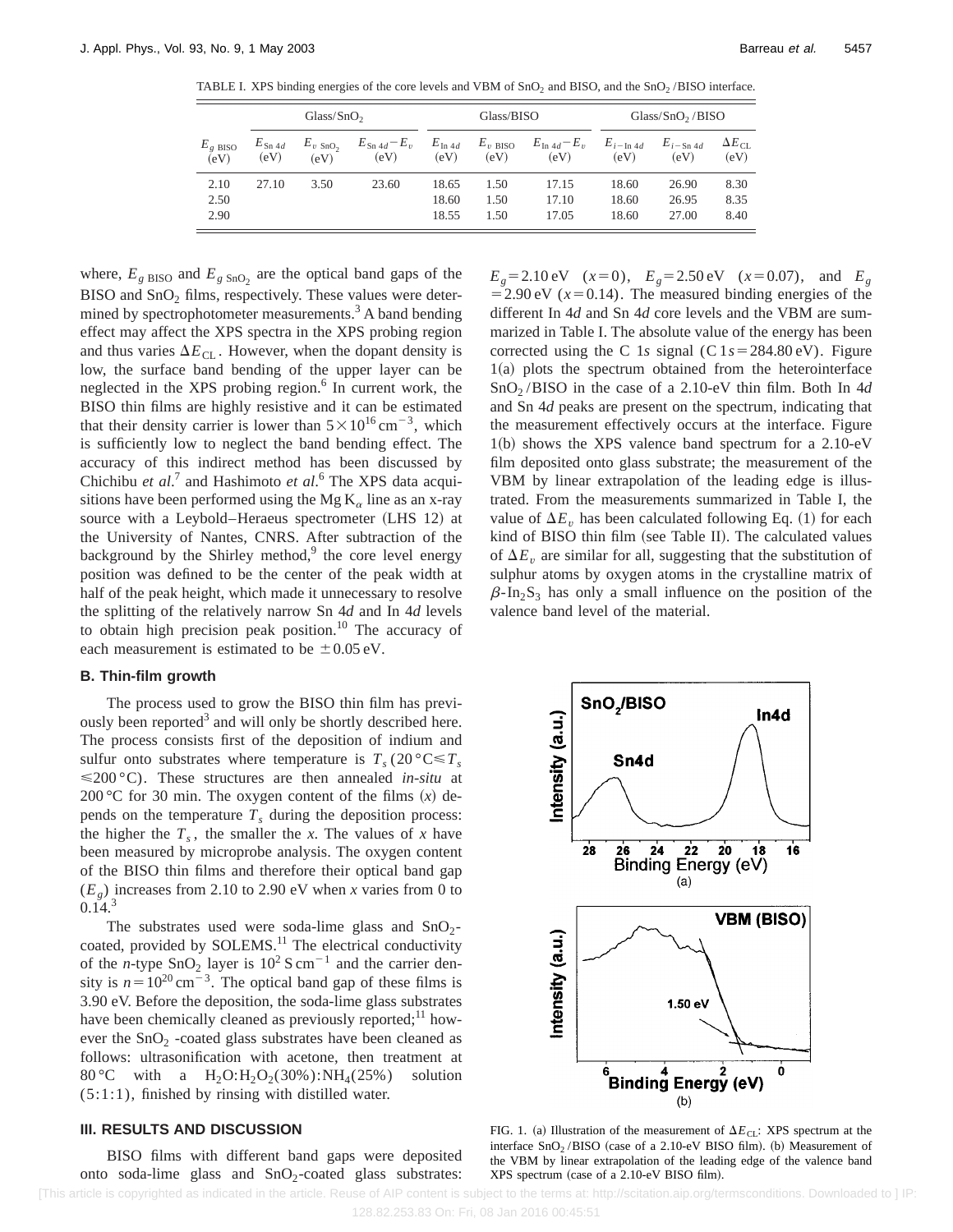TABLE I. XPS binding energies of the core levels and VBM of $SnO_2$ and BISO, and the $SnO_2$/BISO interface.

| | Glass/$SnO_2$ | | | Glass/BISO | | | Glass/$SnO_2$/BISO | | |
|---|---|---|---|---|---|---|---|---|---|
| $E_{g\ BISO}$ (eV) | $E_{Sn\ 4d}$ (eV) | $E_{v\ SnO_2}$ (eV) | $E_{Sn\ 4d}-E_v$ (eV) | $E_{In\ 4d}$ (eV) | $E_{v\ BISO}$ (eV) | $E_{In\ 4d}-E_v$ (eV) | $E_{i-In\ 4d}$ (eV) | $E_{i-Sn\ 4d}$ (eV) | $\Delta E_{CL}$ (eV) |
| 2.10 | 27.10 | 3.50 | 23.60 | 18.65 | 1.50 | 17.15 | 18.60 | 26.90 | 8.30 |
| 2.50 | | | | 18.60 | 1.50 | 17.10 | 18.60 | 26.95 | 8.35 |
| 2.90 | | | | 18.55 | 1.50 | 17.05 | 18.60 | 27.00 | 8.40 |

where, $E_{g\ BISO}$ and $E_{g\ SnO_2}$ are the optical band gaps of the BISO and $SnO_2$ films, respectively. These values were determined by spectrophotometer measurements.[3] A band bending effect may affect the XPS spectra in the XPS probing region and thus varies $\Delta E_{CL}$. However, when the dopant density is low, the surface band bending of the upper layer can be neglected in the XPS probing region.[6] In current work, the BISO thin films are highly resistive and it can be estimated that their density carrier is lower than $5\times10^{16}\,cm^{-3}$, which is sufficiently low to neglect the band bending effect. The accuracy of this indirect method has been discussed by Chichibu *et al.*[7] and Hashimoto *et al.*[6] The XPS data acquisitions have been performed using the Mg $K_\alpha$ line as an x-ray source with a Leybold–Heraeus spectrometer (LHS 12) at the University of Nantes, CNRS. After subtraction of the background by the Shirley method,[9] the core level energy position was defined to be the center of the peak width at half of the peak height, which made it unnecessary to resolve the splitting of the relatively narrow Sn 4*d* and In 4*d* levels to obtain high precision peak position.[10] The accuracy of each measurement is estimated to be $\pm0.05$ eV.

### B. Thin-film growth

The process used to grow the BISO thin film has previously been reported[3] and will only be shortly described here. The process consists first of the deposition of indium and sulfur onto substrates where temperature is $T_s$ (20 °C$\leqslant T_s \leqslant$200 °C). These structures are then annealed *in-situ* at 200 °C for 30 min. The oxygen content of the films $(x)$ depends on the temperature $T_s$ during the deposition process: the higher the $T_s$, the smaller the $x$. The values of $x$ have been measured by microprobe analysis. The oxygen content of the BISO thin films and therefore their optical band gap $(E_g)$ increases from 2.10 to 2.90 eV when $x$ varies from 0 to 0.14.[3]

The substrates used were soda-lime glass and $SnO_2$-coated, provided by SOLEMS.[11] The electrical conductivity of the *n*-type $SnO_2$ layer is $10^2\,S\,cm^{-1}$ and the carrier density is $n=10^{20}\,cm^{-3}$. The optical band gap of these films is 3.90 eV. Before the deposition, the soda-lime glass substrates have been chemically cleaned as previously reported;[11] however the $SnO_2$ -coated glass substrates have been cleaned as follows: ultrasonification with acetone, then treatment at 80 °C with a $H_2O$:$H_2O_2$(30%):$NH_4$(25%) solution (5:1:1), finished by rinsing with distilled water.

### III. RESULTS AND DISCUSSION

BISO films with different band gaps were deposited onto soda-lime glass and $SnO_2$-coated glass substrates: $E_g=2.10$ eV $(x=0)$, $E_g=2.50$ eV $(x=0.07)$, and $E_g=2.90$ eV $(x=0.14)$. The measured binding energies of the different In 4*d* and Sn 4*d* core levels and the VBM are summarized in Table I. The absolute value of the energy has been corrected using the C 1*s* signal (C 1*s*$=284.80$ eV). Figure 1(a) plots the spectrum obtained from the heterointerface $SnO_2$/BISO in the case of a 2.10-eV thin film. Both In 4*d* and Sn 4*d* peaks are present on the spectrum, indicating that the measurement effectively occurs at the interface. Figure 1(b) shows the XPS valence band spectrum for a 2.10-eV film deposited onto glass substrate; the measurement of the VBM by linear extrapolation of the leading edge is illustrated. From the measurements summarized in Table I, the value of $\Delta E_v$ has been calculated following Eq. (1) for each kind of BISO thin film (see Table II). The calculated values of $\Delta E_v$ are similar for all, suggesting that the substitution of sulphur atoms by oxygen atoms in the crystalline matrix of $\beta$-$In_2S_3$ has only a small influence on the position of the valence band level of the material.

FIG. 1. (a) Illustration of the measurement of $\Delta E_{CL}$: XPS spectrum at the interface $SnO_2$/BISO (case of a 2.10-eV BISO film). (b) Measurement of the VBM by linear extrapolation of the leading edge of the valence band XPS spectrum (case of a 2.10-eV BISO film).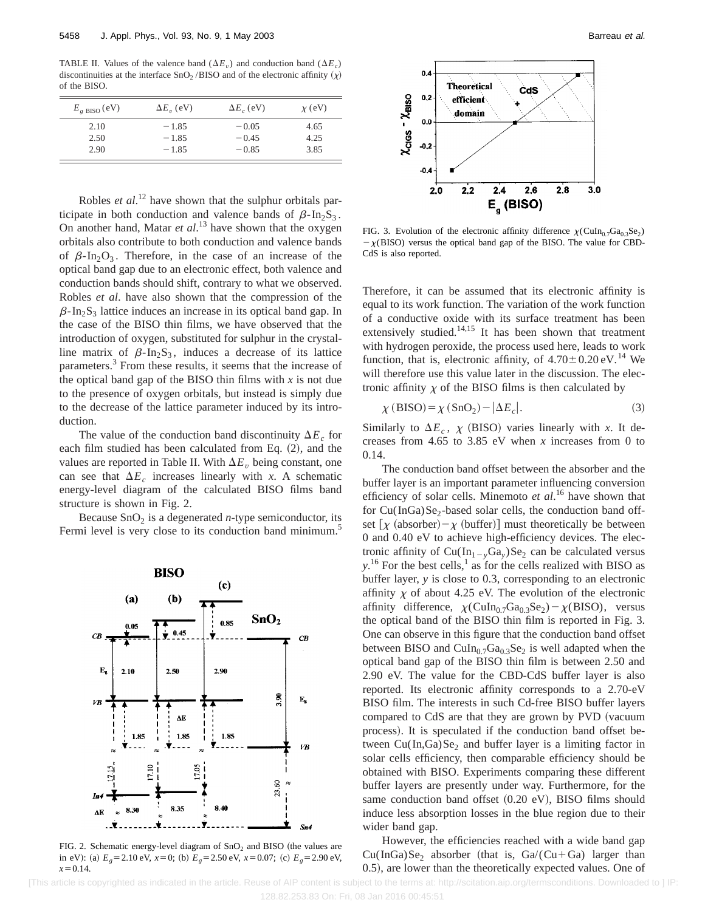TABLE II. Values of the valence band ($\Delta E_v$) and conduction band ($\Delta E_c$) discontinuities at the interface $SnO_2$/BISO and of the electronic affinity ($\chi$) of the BISO.

| $E_{g\ \mathrm{BISO}}$ (eV) | $\Delta E_v$ (eV) | $\Delta E_c$ (eV) | $\chi$ (eV) |
|---|---|---|---|
| 2.10 | −1.85 | −0.05 | 4.65 |
| 2.50 | −1.85 | −0.45 | 4.25 |
| 2.90 | −1.85 | −0.85 | 3.85 |

Robles *et al.*[12] have shown that the sulphur orbitals participate in both conduction and valence bands of $\beta$-$In_2S_3$. On another hand, Matar *et al.*[13] have shown that the oxygen orbitals also contribute to both conduction and valence bands of $\beta$-$In_2O_3$. Therefore, in the case of an increase of the optical band gap due to an electronic effect, both valence and conduction bands should shift, contrary to what we observed. Robles *et al*. have also shown that the compression of the $\beta$-$In_2S_3$ lattice induces an increase in its optical band gap. In the case of the BISO thin films, we have observed that the introduction of oxygen, substituted for sulphur in the crystalline matrix of $\beta$-$In_2S_3$, induces a decrease of its lattice parameters.[3] From these results, it seems that the increase of the optical band gap of the BISO thin films with *x* is not due to the presence of oxygen orbitals, but instead is simply due to the decrease of the lattice parameter induced by its introduction.

The value of the conduction band discontinuity $\Delta E_c$ for each film studied has been calculated from Eq. (2), and the values are reported in Table II. With $\Delta E_v$ being constant, one can see that $\Delta E_c$ increases linearly with *x*. A schematic energy-level diagram of the calculated BISO films band structure is shown in Fig. 2.

Because $SnO_2$ is a degenerated *n*-type semiconductor, its Fermi level is very close to its conduction band minimum.[5]

FIG. 2. Schematic energy-level diagram of $SnO_2$ and BISO (the values are in eV): (a) $E_g = 2.10$ eV, $x=0$; (b) $E_g = 2.50$ eV, $x=0.07$; (c) $E_g = 2.90$ eV, $x=0.14$.

FIG. 3. Evolution of the electronic affinity difference $\chi(CuIn_{0.7}Ga_{0.3}Se_2) - \chi$(BISO) versus the optical band gap of the BISO. The value for CBD-CdS is also reported.

Therefore, it can be assumed that its electronic affinity is equal to its work function. The variation of the work function of a conductive oxide with its surface treatment has been extensively studied.[14,15] It has been shown that treatment with hydrogen peroxide, the process used here, leads to work function, that is, electronic affinity, of $4.70 \pm 0.20$ eV.[14] We will therefore use this value later in the discussion. The electronic affinity $\chi$ of the BISO films is then calculated by

$$\chi\,(\mathrm{BISO}) = \chi\,(SnO_2) - |\Delta E_c|. \tag{3}$$

Similarly to $\Delta E_c$, $\chi$ (BISO) varies linearly with *x*. It decreases from 4.65 to 3.85 eV when *x* increases from 0 to 0.14.

The conduction band offset between the absorber and the buffer layer is an important parameter influencing conversion efficiency of solar cells. Minemoto *et al.*[16] have shown that for $Cu(InGa)Se_2$-based solar cells, the conduction band offset [$\chi$ (absorber) $-\chi$ (buffer)] must theoretically be between 0 and 0.40 eV to achieve high-efficiency devices. The electronic affinity of $Cu(In_{1-y}Ga_y)Se_2$ can be calculated versus *y*.[16] For the best cells,[1] as for the cells realized with BISO as buffer layer, *y* is close to 0.3, corresponding to an electronic affinity $\chi$ of about 4.25 eV. The evolution of the electronic affinity difference, $\chi(CuIn_{0.7}Ga_{0.3}Se_2) - \chi$(BISO), versus the optical band of the BISO thin film is reported in Fig. 3. One can observe in this figure that the conduction band offset between BISO and $CuIn_{0.7}Ga_{0.3}Se_2$ is well adapted when the optical band gap of the BISO thin film is between 2.50 and 2.90 eV. The value for the CBD-CdS buffer layer is also reported. Its electronic affinity corresponds to a 2.70-eV BISO film. The interests in such Cd-free BISO buffer layers compared to CdS are that they are grown by PVD (vacuum process). It is speculated if the conduction band offset between $Cu(In,Ga)Se_2$ and buffer layer is a limiting factor in solar cells efficiency, then comparable efficiency should be obtained with BISO. Experiments comparing these different buffer layers are presently under way. Furthermore, for the same conduction band offset (0.20 eV), BISO films should induce less absorption losses in the blue region due to their wider band gap.

However, the efficiencies reached with a wide band gap $Cu(InGa)Se_2$ absorber (that is, Ga/(Cu+Ga) larger than 0.5), are lower than the theoretically expected values. One of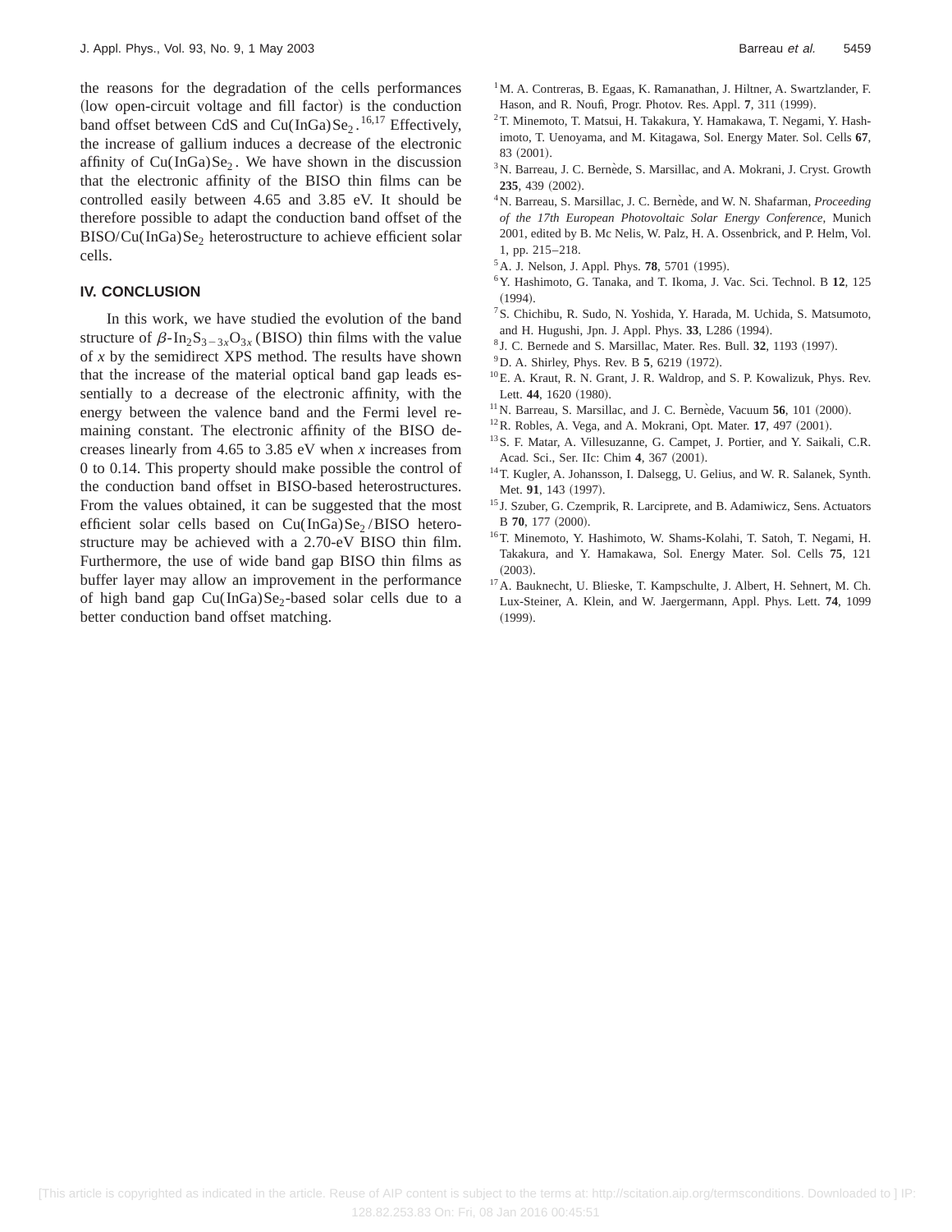the reasons for the degradation of the cells performances (low open-circuit voltage and fill factor) is the conduction band offset between CdS and $Cu(InGa)Se_2$.[16,17] Effectively, the increase of gallium induces a decrease of the electronic affinity of $Cu(InGa)Se_2$. We have shown in the discussion that the electronic affinity of the BISO thin films can be controlled easily between 4.65 and 3.85 eV. It should be therefore possible to adapt the conduction band offset of the $BISO/Cu(InGa)Se_2$ heterostructure to achieve efficient solar cells.

## IV. CONCLUSION

In this work, we have studied the evolution of the band structure of $\beta$-$In_2S_{3-3x}O_{3x}$ (BISO) thin films with the value of $x$ by the semidirect XPS method. The results have shown that the increase of the material optical band gap leads essentially to a decrease of the electronic affinity, with the energy between the valence band and the Fermi level remaining constant. The electronic affinity of the BISO decreases linearly from 4.65 to 3.85 eV when $x$ increases from 0 to 0.14. This property should make possible the control of the conduction band offset in BISO-based heterostructures. From the values obtained, it can be suggested that the most efficient solar cells based on $Cu(InGa)Se_2$/BISO heterostructure may be achieved with a 2.70-eV BISO thin film. Furthermore, the use of wide band gap BISO thin films as buffer layer may allow an improvement in the performance of high band gap $Cu(InGa)Se_2$-based solar cells due to a better conduction band offset matching.

[1] M. A. Contreras, B. Egaas, K. Ramanathan, J. Hiltner, A. Swartzlander, F. Hason, and R. Noufi, Progr. Photov. Res. Appl. **7**, 311 (1999).

[2] T. Minemoto, T. Matsui, H. Takakura, Y. Hamakawa, T. Negami, Y. Hashimoto, T. Uenoyama, and M. Kitagawa, Sol. Energy Mater. Sol. Cells **67**, 83 (2001).

[3] N. Barreau, J. C. Bernède, S. Marsillac, and A. Mokrani, J. Cryst. Growth **235**, 439 (2002).

[4] N. Barreau, S. Marsillac, J. C. Bernède, and W. N. Shafarman, *Proceeding of the 17th European Photovoltaic Solar Energy Conference*, Munich 2001, edited by B. Mc Nelis, W. Palz, H. A. Ossenbrick, and P. Helm, Vol. 1, pp. 215–218.

[5] A. J. Nelson, J. Appl. Phys. **78**, 5701 (1995).

[6] Y. Hashimoto, G. Tanaka, and T. Ikoma, J. Vac. Sci. Technol. B **12**, 125 (1994).

[7] S. Chichibu, R. Sudo, N. Yoshida, Y. Harada, M. Uchida, S. Matsumoto, and H. Hugushi, Jpn. J. Appl. Phys. **33**, L286 (1994).

[8] J. C. Bernede and S. Marsillac, Mater. Res. Bull. **32**, 1193 (1997).

[9] D. A. Shirley, Phys. Rev. B **5**, 6219 (1972).

[10] E. A. Kraut, R. N. Grant, J. R. Waldrop, and S. P. Kowalizuk, Phys. Rev. Lett. **44**, 1620 (1980).

[11] N. Barreau, S. Marsillac, and J. C. Bernède, Vacuum **56**, 101 (2000).

[12] R. Robles, A. Vega, and A. Mokrani, Opt. Mater. **17**, 497 (2001).

[13] S. F. Matar, A. Villesuzanne, G. Campet, J. Portier, and Y. Saikali, C.R. Acad. Sci., Ser. IIc: Chim **4**, 367 (2001).

[14] T. Kugler, A. Johansson, I. Dalsegg, U. Gelius, and W. R. Salanek, Synth. Met. **91**, 143 (1997).

[15] J. Szuber, G. Czemprik, R. Larciprete, and B. Adamiwicz, Sens. Actuators B **70**, 177 (2000).

[16] T. Minemoto, Y. Hashimoto, W. Shams-Kolahi, T. Satoh, T. Negami, H. Takakura, and Y. Hamakawa, Sol. Energy Mater. Sol. Cells **75**, 121 (2003).

[17] A. Bauknecht, U. Blieske, T. Kampschulte, J. Albert, H. Sehnert, M. Ch. Lux-Steiner, A. Klein, and W. Jaergermann, Appl. Phys. Lett. **74**, 1099 (1999).